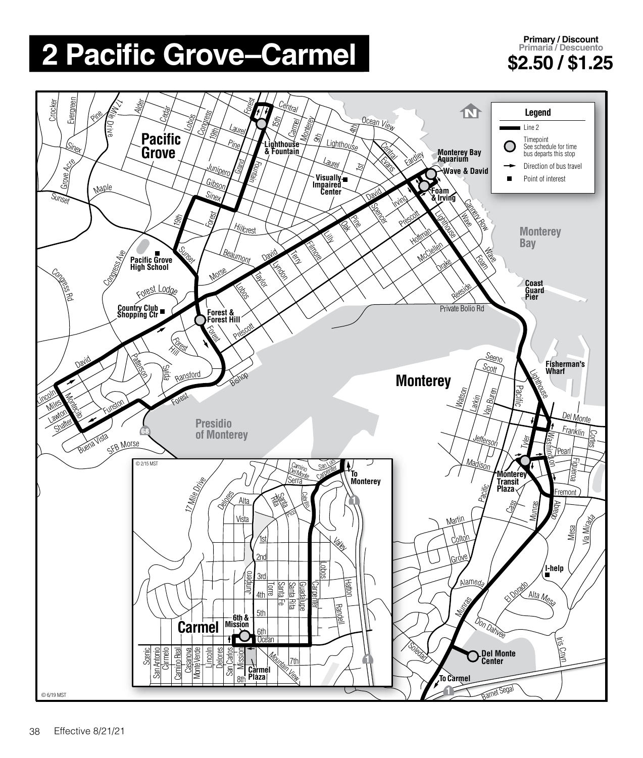# 2 Pacific Grove–Carmel

**Primary / Discount**
Primaria / Descuento
**$2.50 / $1.25**

**Legend**

- Line 2
- Timepoint — See schedule for time bus departs this stop
- Direction of bus travel
- Point of interest

Timepoints: Lighthouse & Fountain; Wave & David; Foam & Irving; Forest & Forest Hill; Monterey Transit Plaza; Del Monte Center; 6th & Mission

Points of interest: Monterey Bay Aquarium; Visually Impaired Center; Pacific Grove High School; Country Club Shopping Ctr; Coast Guard Pier; Fisherman's Wharf; I-help; Carmel Plaza

To Monterey · To Carmel

© 2/15 MST

© 6/19 MST

Effective 8/21/21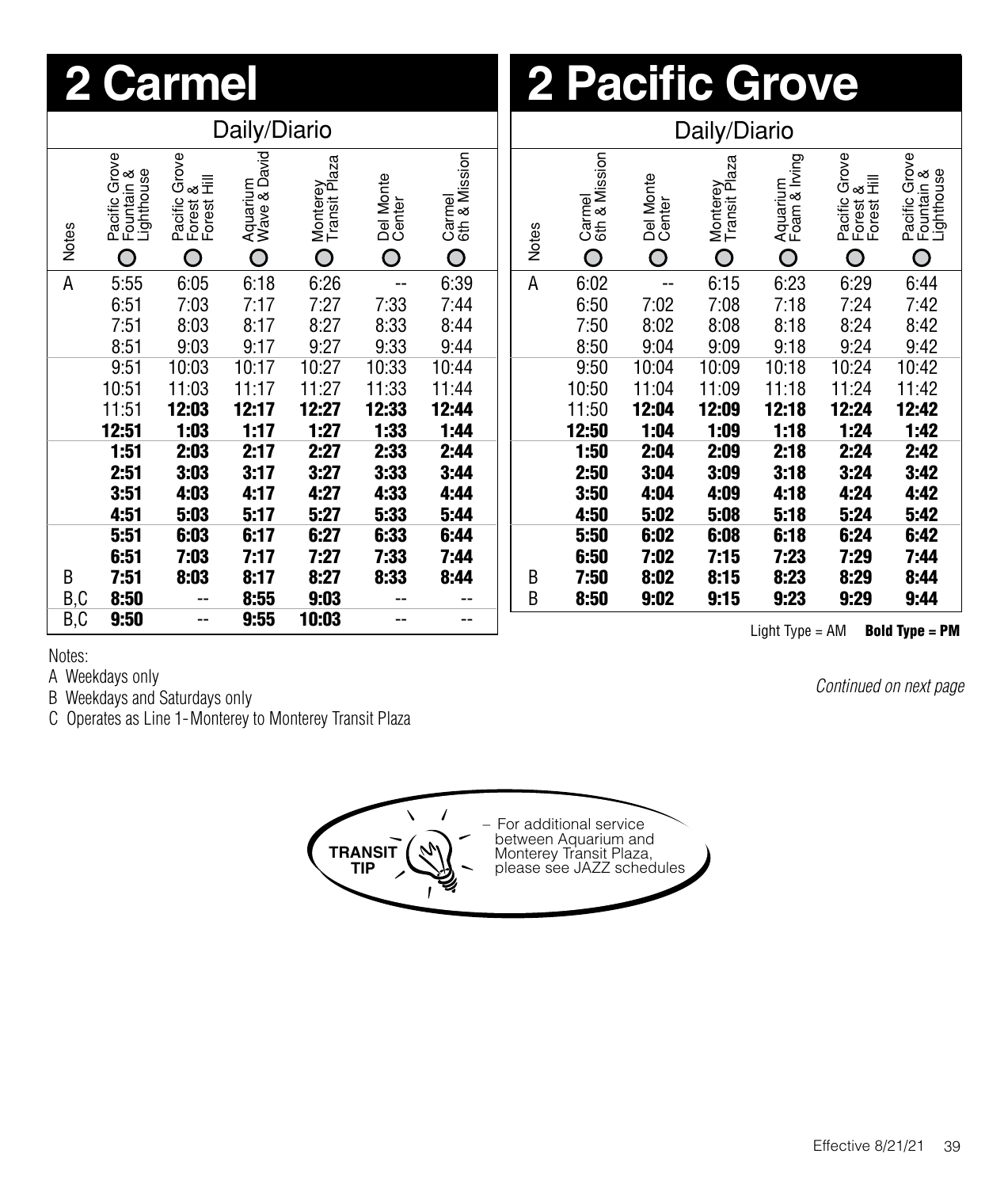# 2 Carmel

## Daily/Diario

| Notes | Pacific Grove Fountain & Lighthouse | Pacific Grove Forest & Forest Hill | Aquarium Wave & David | Monterey Transit Plaza | Del Monte Center | Carmel 6th & Mission |
|---|---|---|---|---|---|---|
| A | 5:55 | 6:05 | 6:18 | 6:26 | -- | 6:39 |
| | 6:51 | 7:03 | 7:17 | 7:27 | 7:33 | 7:44 |
| | 7:51 | 8:03 | 8:17 | 8:27 | 8:33 | 8:44 |
| | 8:51 | 9:03 | 9:17 | 9:27 | 9:33 | 9:44 |
| | 9:51 | 10:03 | 10:17 | 10:27 | 10:33 | 10:44 |
| | 10:51 | 11:03 | 11:17 | 11:27 | 11:33 | 11:44 |
| | 11:51 | **12:03** | **12:17** | **12:27** | **12:33** | **12:44** |
| | **12:51** | **1:03** | **1:17** | **1:27** | **1:33** | **1:44** |
| | **1:51** | **2:03** | **2:17** | **2:27** | **2:33** | **2:44** |
| | **2:51** | **3:03** | **3:17** | **3:27** | **3:33** | **3:44** |
| | **3:51** | **4:03** | **4:17** | **4:27** | **4:33** | **4:44** |
| | **4:51** | **5:03** | **5:17** | **5:27** | **5:33** | **5:44** |
| | **5:51** | **6:03** | **6:17** | **6:27** | **6:33** | **6:44** |
| | **6:51** | **7:03** | **7:17** | **7:27** | **7:33** | **7:44** |
| B | **7:51** | **8:03** | **8:17** | **8:27** | **8:33** | **8:44** |
| B,C | **8:50** | -- | **8:55** | **9:03** | -- | -- |
| B,C | **9:50** | -- | **9:55** | **10:03** | -- | -- |

Notes:

A Weekdays only

B Weekdays and Saturdays only

C Operates as Line 1-Monterey to Monterey Transit Plaza

# 2 Pacific Grove

## Daily/Diario

| Notes | Carmel 6th & Mission | Del Monte Center | Monterey Transit Plaza | Aquarium Foam & Irving | Pacific Grove Forest & Forest Hill | Pacific Grove Fountain & Lighthouse |
|---|---|---|---|---|---|---|
| A | 6:02 | -- | 6:15 | 6:23 | 6:29 | 6:44 |
| | 6:50 | 7:02 | 7:08 | 7:18 | 7:24 | 7:42 |
| | 7:50 | 8:02 | 8:08 | 8:18 | 8:24 | 8:42 |
| | 8:50 | 9:04 | 9:09 | 9:18 | 9:24 | 9:42 |
| | 9:50 | 10:04 | 10:09 | 10:18 | 10:24 | 10:42 |
| | 10:50 | 11:04 | 11:09 | 11:18 | 11:24 | 11:42 |
| | 11:50 | **12:04** | **12:09** | **12:18** | **12:24** | **12:42** |
| | **12:50** | **1:04** | **1:09** | **1:18** | **1:24** | **1:42** |
| | **1:50** | **2:04** | **2:09** | **2:18** | **2:24** | **2:42** |
| | **2:50** | **3:04** | **3:09** | **3:18** | **3:24** | **3:42** |
| | **3:50** | **4:04** | **4:09** | **4:18** | **4:24** | **4:42** |
| | **4:50** | **5:02** | **5:08** | **5:18** | **5:24** | **5:42** |
| | **5:50** | **6:02** | **6:08** | **6:18** | **6:24** | **6:42** |
| | **6:50** | **7:02** | **7:15** | **7:23** | **7:29** | **7:44** |
| B | **7:50** | **8:02** | **8:15** | **8:23** | **8:29** | **8:44** |
| B | **8:50** | **9:02** | **9:15** | **9:23** | **9:29** | **9:44** |

Light Type = AM **Bold Type = PM**

*Continued on next page*

TRANSIT TIP – For additional service between Aquarium and Monterey Transit Plaza, please see JAZZ schedules

Effective 8/21/21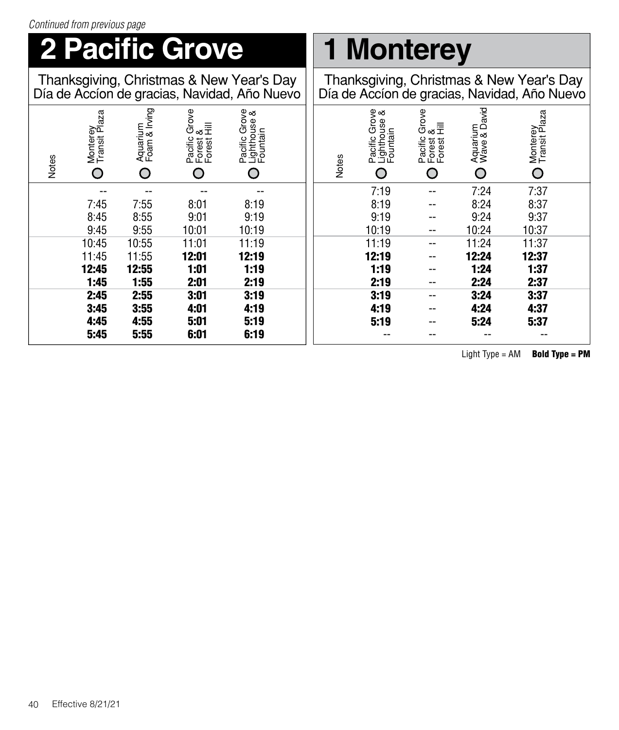*Continued from previous page*

# 2 Pacific Grove

Thanksgiving, Christmas & New Year's Day
Día de Accíon de gracias, Navidad, Año Nuevo

| Notes | Monterey Transit Plaza | Aquarium Foam & Irving | Pacific Grove Forest & Forest Hill | Pacific Grove Lighthouse & Fountain |
|---|---|---|---|---|
| | -- | -- | -- | -- |
| | 7:45 | 7:55 | 8:01 | 8:19 |
| | 8:45 | 8:55 | 9:01 | 9:19 |
| | 9:45 | 9:55 | 10:01 | 10:19 |
| | 10:45 | 10:55 | 11:01 | 11:19 |
| | 11:45 | 11:55 | **12:01** | **12:19** |
| | **12:45** | **12:55** | **1:01** | **1:19** |
| | **1:45** | **1:55** | **2:01** | **2:19** |
| | **2:45** | **2:55** | **3:01** | **3:19** |
| | **3:45** | **3:55** | **4:01** | **4:19** |
| | **4:45** | **4:55** | **5:01** | **5:19** |
| | **5:45** | **5:55** | **6:01** | **6:19** |

# 1 Monterey

Thanksgiving, Christmas & New Year's Day
Día de Accíon de gracias, Navidad, Año Nuevo

| Notes | Pacific Grove Lighthouse & Fountain | Pacific Grove Forest & Forest Hill | Aquarium Wave & David | Monterey Transit Plaza |
|---|---|---|---|---|
| | 7:19 | -- | 7:24 | 7:37 |
| | 8:19 | -- | 8:24 | 8:37 |
| | 9:19 | -- | 9:24 | 9:37 |
| | 10:19 | -- | 10:24 | 10:37 |
| | 11:19 | -- | 11:24 | 11:37 |
| | **12:19** | -- | **12:24** | **12:37** |
| | **1:19** | -- | **1:24** | **1:37** |
| | **2:19** | -- | **2:24** | **2:37** |
| | **3:19** | -- | **3:24** | **3:37** |
| | **4:19** | -- | **4:24** | **4:37** |
| | **5:19** | -- | **5:24** | **5:37** |
| | -- | -- | -- | -- |

Light Type = AM **Bold Type = PM**

Effective 8/21/21